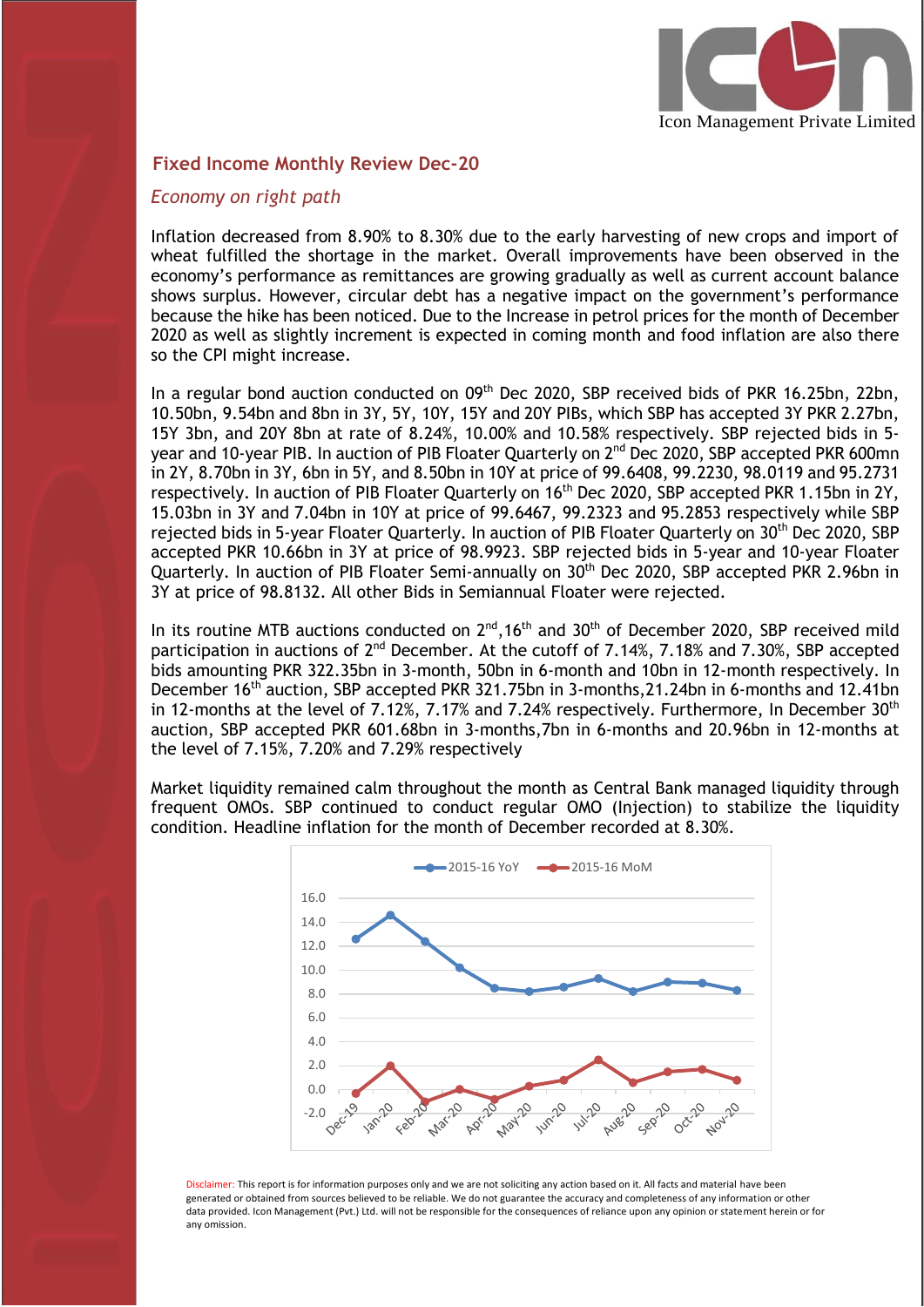Icon Management Private Limited

## Fixed Income Monthly Review Dec-20

*Economy on right path*

Inflation decreased from 8.90% to 8.30% due to the early harvesting of new crops and import of wheat fulfilled the shortage in the market. Overall improvements have been observed in the economy's performance as remittances are growing gradually as well as current account balance shows surplus. However, circular debt has a negative impact on the government's performance because the hike has been noticed. Due to the Increase in petrol prices for the month of December 2020 as well as slightly increment is expected in coming month and food inflation are also there so the CPI might increase.

In a regular bond auction conducted on 09th Dec 2020, SBP received bids of PKR 16.25bn, 22bn, 10.50bn, 9.54bn and 8bn in 3Y, 5Y, 10Y, 15Y and 20Y PIBs, which SBP has accepted 3Y PKR 2.27bn, 15Y 3bn, and 20Y 8bn at rate of 8.24%, 10.00% and 10.58% respectively. SBP rejected bids in 5-year and 10-year PIB. In auction of PIB Floater Quarterly on 2nd Dec 2020, SBP accepted PKR 600mn in 2Y, 8.70bn in 3Y, 6bn in 5Y, and 8.50bn in 10Y at price of 99.6408, 99.2230, 98.0119 and 95.2731 respectively. In auction of PIB Floater Quarterly on 16th Dec 2020, SBP accepted PKR 1.15bn in 2Y, 15.03bn in 3Y and 7.04bn in 10Y at price of 99.6467, 99.2323 and 95.2853 respectively while SBP rejected bids in 5-year Floater Quarterly. In auction of PIB Floater Quarterly on 30th Dec 2020, SBP accepted PKR 10.66bn in 3Y at price of 98.9923. SBP rejected bids in 5-year and 10-year Floater Quarterly. In auction of PIB Floater Semi-annually on 30th Dec 2020, SBP accepted PKR 2.96bn in 3Y at price of 98.8132. All other Bids in Semiannual Floater were rejected.

In its routine MTB auctions conducted on 2nd,16th and 30th of December 2020, SBP received mild participation in auctions of 2nd December. At the cutoff of 7.14%, 7.18% and 7.30%, SBP accepted bids amounting PKR 322.35bn in 3-month, 50bn in 6-month and 10bn in 12-month respectively. In December 16th auction, SBP accepted PKR 321.75bn in 3-months,21.24bn in 6-months and 12.41bn in 12-months at the level of 7.12%, 7.17% and 7.24% respectively. Furthermore, In December 30th auction, SBP accepted PKR 601.68bn in 3-months,7bn in 6-months and 20.96bn in 12-months at the level of 7.15%, 7.20% and 7.29% respectively

Market liquidity remained calm throughout the month as Central Bank managed liquidity through frequent OMOs. SBP continued to conduct regular OMO (Injection) to stabilize the liquidity condition. Headline inflation for the month of December recorded at 8.30%.

Disclaimer: This report is for information purposes only and we are not soliciting any action based on it. All facts and material have been generated or obtained from sources believed to be reliable. We do not guarantee the accuracy and completeness of any information or other data provided. Icon Management (Pvt.) Ltd. will not be responsible for the consequences of reliance upon any opinion or statement herein or for any omission.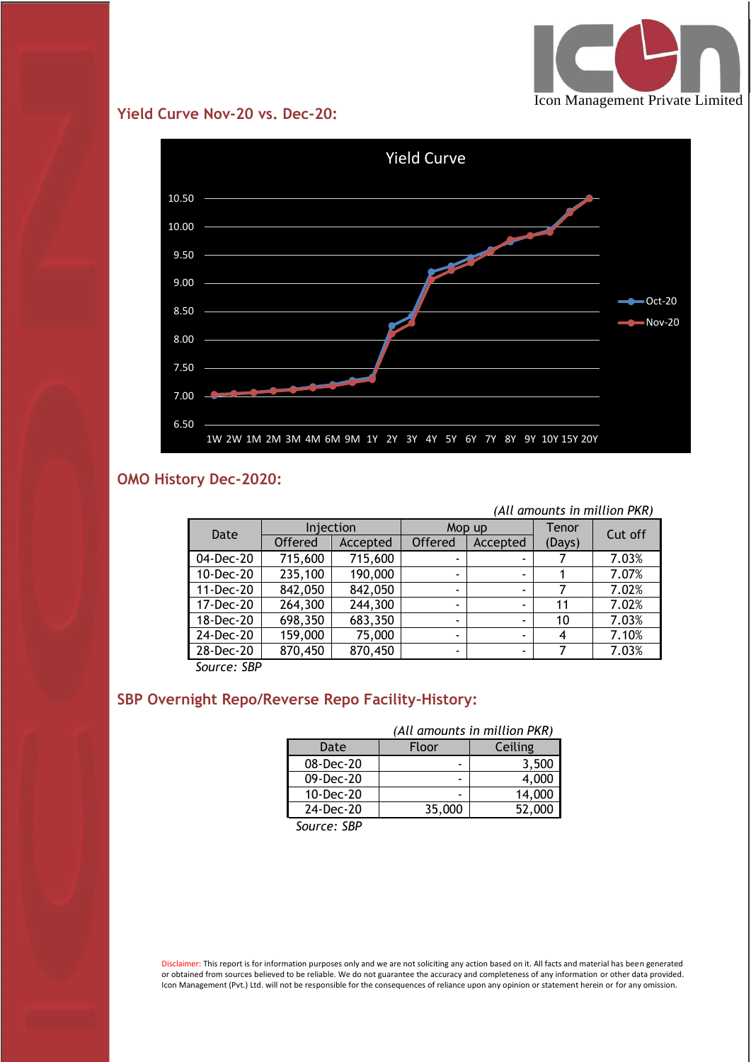Icon Management Private Limited

## Yield Curve Nov-20 vs. Dec-20:

Yield Curve

10.50
10.00
9.50
9.00
8.50
8.00
7.50
7.00
6.50

1W 2W 1M 2M 3M 4M 6M 9M 1Y 2Y 3Y 4Y 5Y 6Y 7Y 8Y 9Y 10Y 15Y 20Y

Oct-20
Nov-20

## OMO History Dec-2020:

*(All amounts in million PKR)*

| Date | Injection | | Mop up | | Tenor (Days) | Cut off |
|---|---|---|---|---|---|---|
| | Offered | Accepted | Offered | Accepted | | |
| 04-Dec-20 | 715,600 | 715,600 | - | - | 7 | 7.03% |
| 10-Dec-20 | 235,100 | 190,000 | - | - | 1 | 7.07% |
| 11-Dec-20 | 842,050 | 842,050 | - | - | 7 | 7.02% |
| 17-Dec-20 | 264,300 | 244,300 | - | - | 11 | 7.02% |
| 18-Dec-20 | 698,350 | 683,350 | - | - | 10 | 7.03% |
| 24-Dec-20 | 159,000 | 75,000 | - | - | 4 | 7.10% |
| 28-Dec-20 | 870,450 | 870,450 | - | - | 7 | 7.03% |

*Source: SBP*

## SBP Overnight Repo/Reverse Repo Facility-History:

*(All amounts in million PKR)*

| Date | Floor | Ceiling |
|---|---|---|
| 08-Dec-20 | - | 3,500 |
| 09-Dec-20 | - | 4,000 |
| 10-Dec-20 | - | 14,000 |
| 24-Dec-20 | 35,000 | 52,000 |

*Source: SBP*

Disclaimer: This report is for information purposes only and we are not soliciting any action based on it. All facts and material has been generated or obtained from sources believed to be reliable. We do not guarantee the accuracy and completeness of any information or other data provided. Icon Management (Pvt.) Ltd. will not be responsible for the consequences of reliance upon any opinion or statement herein or for any omission.